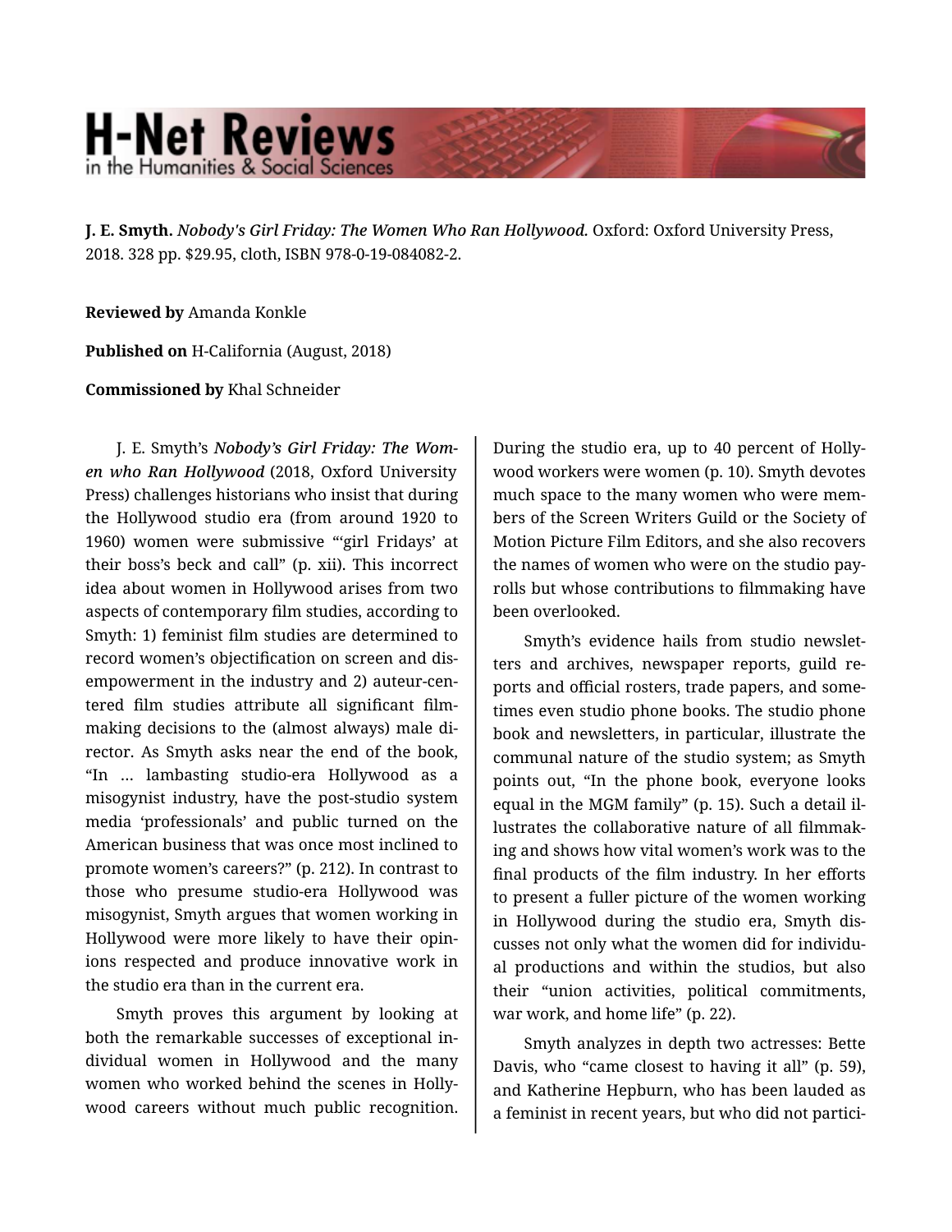**J. E. Smyth.** *Nobody's Girl Friday: The Women Who Ran Hollywood.* Oxford: Oxford University Press, 2018. 328 pp. $29.95, cloth, ISBN 978-0-19-084082-2.

**Reviewed by** Amanda Konkle

**Published on** H-California (August, 2018)

**Commissioned by** Khal Schneider

J. E. Smyth's ***Nobody's Girl Friday: The Women who Ran Hollywood*** (2018, Oxford University Press) challenges historians who insist that during the Hollywood studio era (from around 1920 to 1960) women were submissive "'girl Fridays' at their boss's beck and call" (p. xii). This incorrect idea about women in Hollywood arises from two aspects of contemporary film studies, according to Smyth: 1) feminist film studies are determined to record women's objectification on screen and disempowerment in the industry and 2) auteur-centered film studies attribute all significant filmmaking decisions to the (almost always) male director. As Smyth asks near the end of the book, "In … lambasting studio-era Hollywood as a misogynist industry, have the post-studio system media 'professionals' and public turned on the American business that was once most inclined to promote women's careers?" (p. 212). In contrast to those who presume studio-era Hollywood was misogynist, Smyth argues that women working in Hollywood were more likely to have their opinions respected and produce innovative work in the studio era than in the current era.

Smyth proves this argument by looking at both the remarkable successes of exceptional individual women in Hollywood and the many women who worked behind the scenes in Hollywood careers without much public recognition. During the studio era, up to 40 percent of Hollywood workers were women (p. 10). Smyth devotes much space to the many women who were members of the Screen Writers Guild or the Society of Motion Picture Film Editors, and she also recovers the names of women who were on the studio payrolls but whose contributions to filmmaking have been overlooked.

Smyth's evidence hails from studio newsletters and archives, newspaper reports, guild reports and official rosters, trade papers, and sometimes even studio phone books. The studio phone book and newsletters, in particular, illustrate the communal nature of the studio system; as Smyth points out, "In the phone book, everyone looks equal in the MGM family" (p. 15). Such a detail illustrates the collaborative nature of all filmmaking and shows how vital women's work was to the final products of the film industry. In her efforts to present a fuller picture of the women working in Hollywood during the studio era, Smyth discusses not only what the women did for individual productions and within the studios, but also their "union activities, political commitments, war work, and home life" (p. 22).

Smyth analyzes in depth two actresses: Bette Davis, who "came closest to having it all" (p. 59), and Katherine Hepburn, who has been lauded as a feminist in recent years, but who did not partici-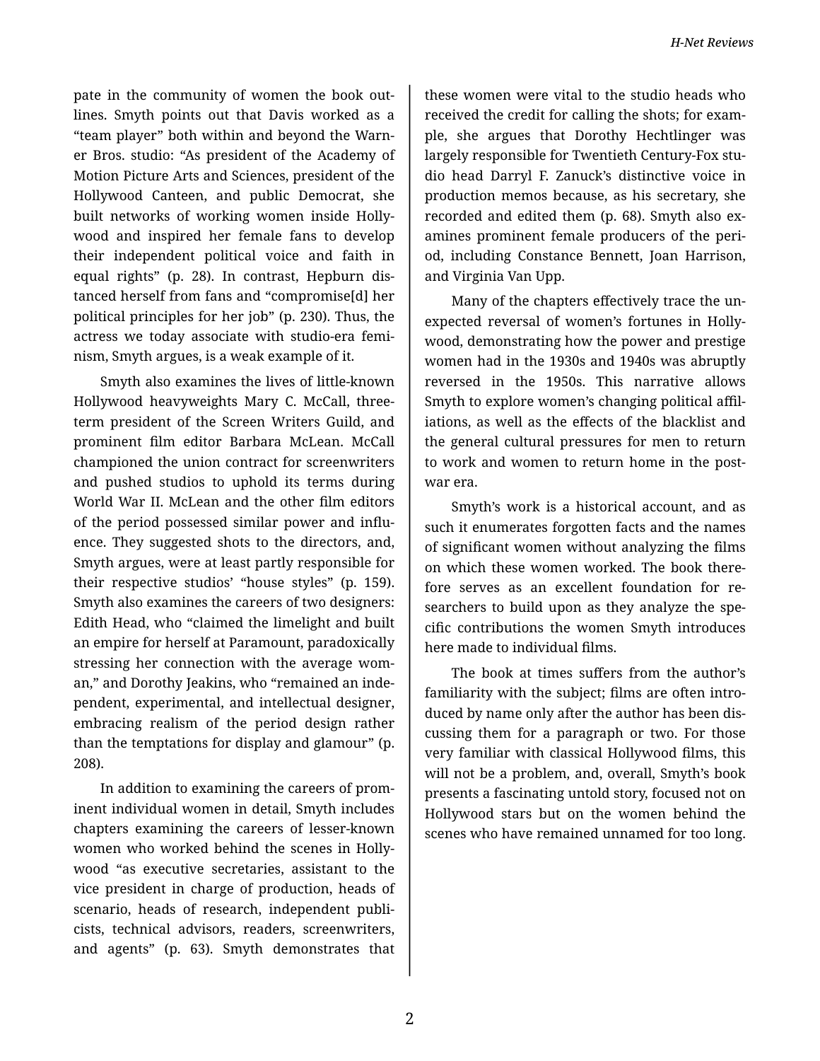pate in the community of women the book outlines. Smyth points out that Davis worked as a "team player" both within and beyond the Warner Bros. studio: "As president of the Academy of Motion Picture Arts and Sciences, president of the Hollywood Canteen, and public Democrat, she built networks of working women inside Hollywood and inspired her female fans to develop their independent political voice and faith in equal rights" (p. 28). In contrast, Hepburn distanced herself from fans and "compromise[d] her political principles for her job" (p. 230). Thus, the actress we today associate with studio-era feminism, Smyth argues, is a weak example of it.

Smyth also examines the lives of little-known Hollywood heavyweights Mary C. McCall, three-term president of the Screen Writers Guild, and prominent film editor Barbara McLean. McCall championed the union contract for screenwriters and pushed studios to uphold its terms during World War II. McLean and the other film editors of the period possessed similar power and influence. They suggested shots to the directors, and, Smyth argues, were at least partly responsible for their respective studios' "house styles" (p. 159). Smyth also examines the careers of two designers: Edith Head, who "claimed the limelight and built an empire for herself at Paramount, paradoxically stressing her connection with the average woman," and Dorothy Jeakins, who "remained an independent, experimental, and intellectual designer, embracing realism of the period design rather than the temptations for display and glamour" (p. 208).

In addition to examining the careers of prominent individual women in detail, Smyth includes chapters examining the careers of lesser-known women who worked behind the scenes in Hollywood "as executive secretaries, assistant to the vice president in charge of production, heads of scenario, heads of research, independent publicists, technical advisors, readers, screenwriters, and agents" (p. 63). Smyth demonstrates that these women were vital to the studio heads who received the credit for calling the shots; for example, she argues that Dorothy Hechtlinger was largely responsible for Twentieth Century-Fox studio head Darryl F. Zanuck's distinctive voice in production memos because, as his secretary, she recorded and edited them (p. 68). Smyth also examines prominent female producers of the period, including Constance Bennett, Joan Harrison, and Virginia Van Upp.

Many of the chapters effectively trace the unexpected reversal of women's fortunes in Hollywood, demonstrating how the power and prestige women had in the 1930s and 1940s was abruptly reversed in the 1950s. This narrative allows Smyth to explore women's changing political affiliations, as well as the effects of the blacklist and the general cultural pressures for men to return to work and women to return home in the postwar era.

Smyth's work is a historical account, and as such it enumerates forgotten facts and the names of significant women without analyzing the films on which these women worked. The book therefore serves as an excellent foundation for researchers to build upon as they analyze the specific contributions the women Smyth introduces here made to individual films.

The book at times suffers from the author's familiarity with the subject; films are often introduced by name only after the author has been discussing them for a paragraph or two. For those very familiar with classical Hollywood films, this will not be a problem, and, overall, Smyth's book presents a fascinating untold story, focused not on Hollywood stars but on the women behind the scenes who have remained unnamed for too long.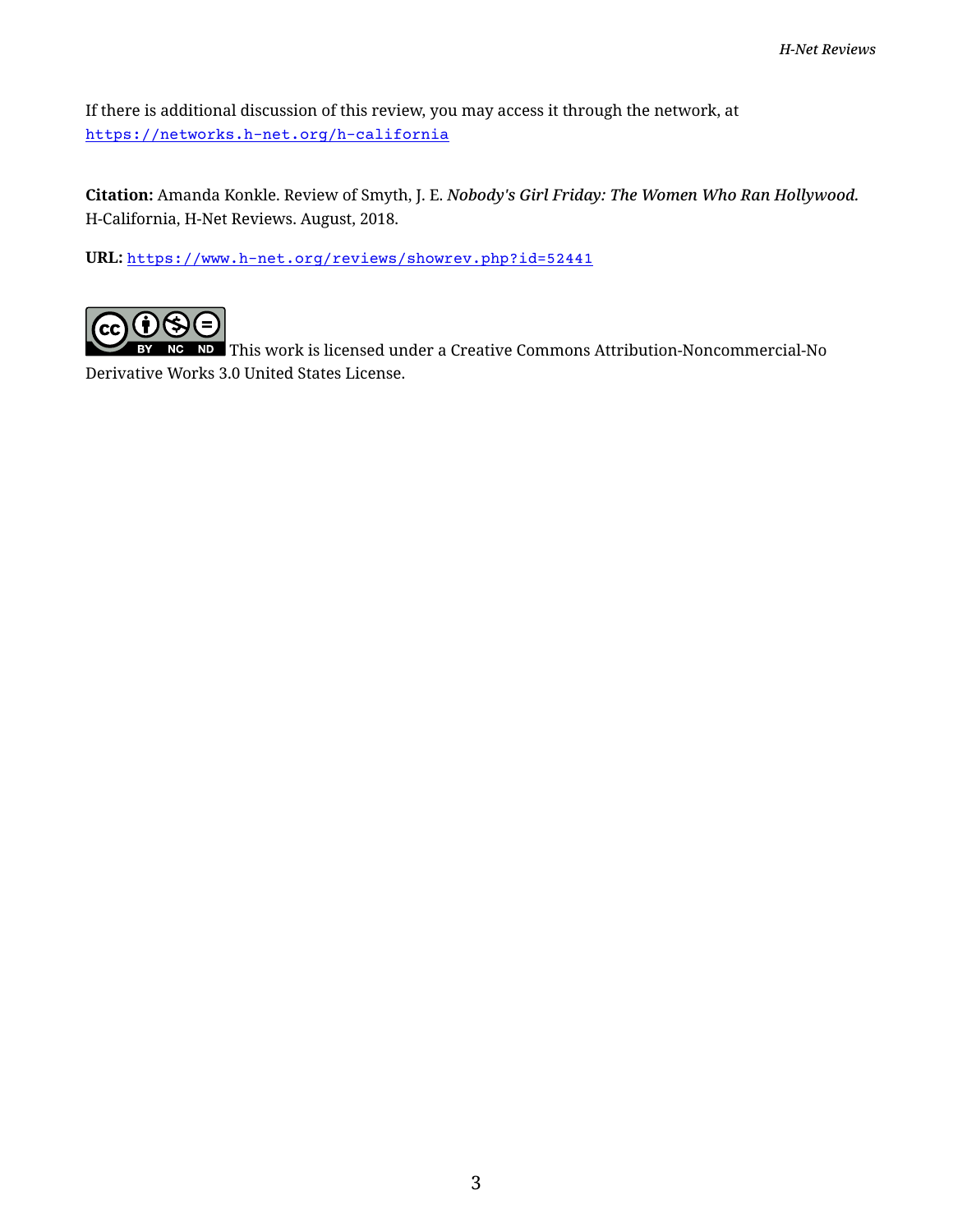If there is additional discussion of this review, you may access it through the network, at https://networks.h-net.org/h-california

**Citation:** Amanda Konkle. Review of Smyth, J. E. ***Nobody's Girl Friday: The Women Who Ran Hollywood.*** H-California, H-Net Reviews. August, 2018.

**URL:** https://www.h-net.org/reviews/showrev.php?id=52441

This work is licensed under a Creative Commons Attribution-Noncommercial-No Derivative Works 3.0 United States License.